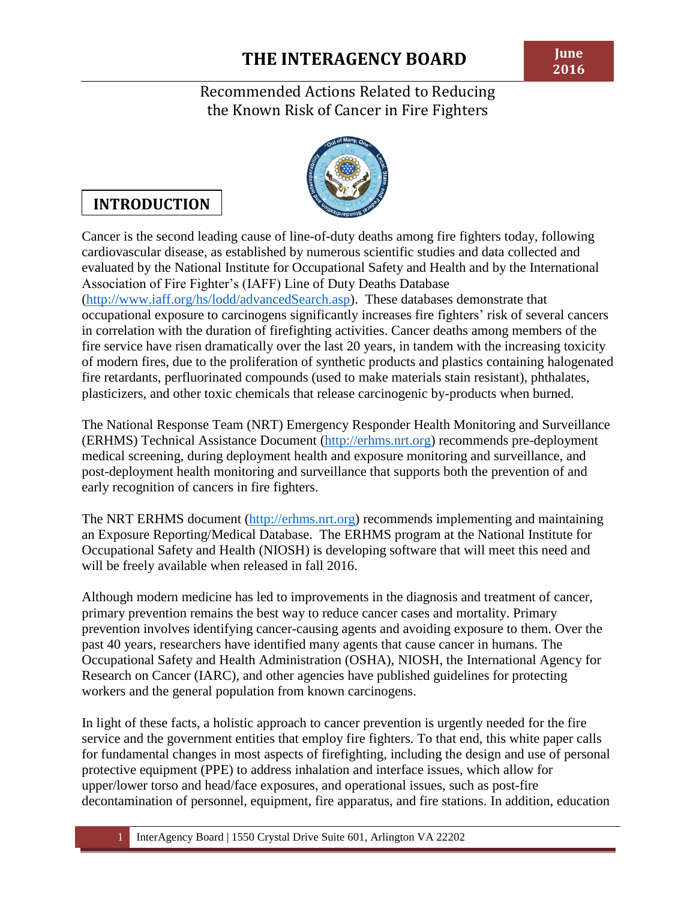# THE INTERAGENCY BOARD

June 2016

Recommended Actions Related to Reducing the Known Risk of Cancer in Fire Fighters

## INTRODUCTION

Cancer is the second leading cause of line-of-duty deaths among fire fighters today, following cardiovascular disease, as established by numerous scientific studies and data collected and evaluated by the National Institute for Occupational Safety and Health and by the International Association of Fire Fighter's (IAFF) Line of Duty Deaths Database (http://www.iaff.org/hs/lodd/advancedSearch.asp). These databases demonstrate that occupational exposure to carcinogens significantly increases fire fighters' risk of several cancers in correlation with the duration of firefighting activities. Cancer deaths among members of the fire service have risen dramatically over the last 20 years, in tandem with the increasing toxicity of modern fires, due to the proliferation of synthetic products and plastics containing halogenated fire retardants, perfluorinated compounds (used to make materials stain resistant), phthalates, plasticizers, and other toxic chemicals that release carcinogenic by-products when burned.

The National Response Team (NRT) Emergency Responder Health Monitoring and Surveillance (ERHMS) Technical Assistance Document (http://erhms.nrt.org) recommends pre-deployment medical screening, during deployment health and exposure monitoring and surveillance, and post-deployment health monitoring and surveillance that supports both the prevention of and early recognition of cancers in fire fighters.

The NRT ERHMS document (http://erhms.nrt.org) recommends implementing and maintaining an Exposure Reporting/Medical Database. The ERHMS program at the National Institute for Occupational Safety and Health (NIOSH) is developing software that will meet this need and will be freely available when released in fall 2016.

Although modern medicine has led to improvements in the diagnosis and treatment of cancer, primary prevention remains the best way to reduce cancer cases and mortality. Primary prevention involves identifying cancer-causing agents and avoiding exposure to them. Over the past 40 years, researchers have identified many agents that cause cancer in humans. The Occupational Safety and Health Administration (OSHA), NIOSH, the International Agency for Research on Cancer (IARC), and other agencies have published guidelines for protecting workers and the general population from known carcinogens.

In light of these facts, a holistic approach to cancer prevention is urgently needed for the fire service and the government entities that employ fire fighters. To that end, this white paper calls for fundamental changes in most aspects of firefighting, including the design and use of personal protective equipment (PPE) to address inhalation and interface issues, which allow for upper/lower torso and head/face exposures, and operational issues, such as post-fire decontamination of personnel, equipment, fire apparatus, and fire stations. In addition, education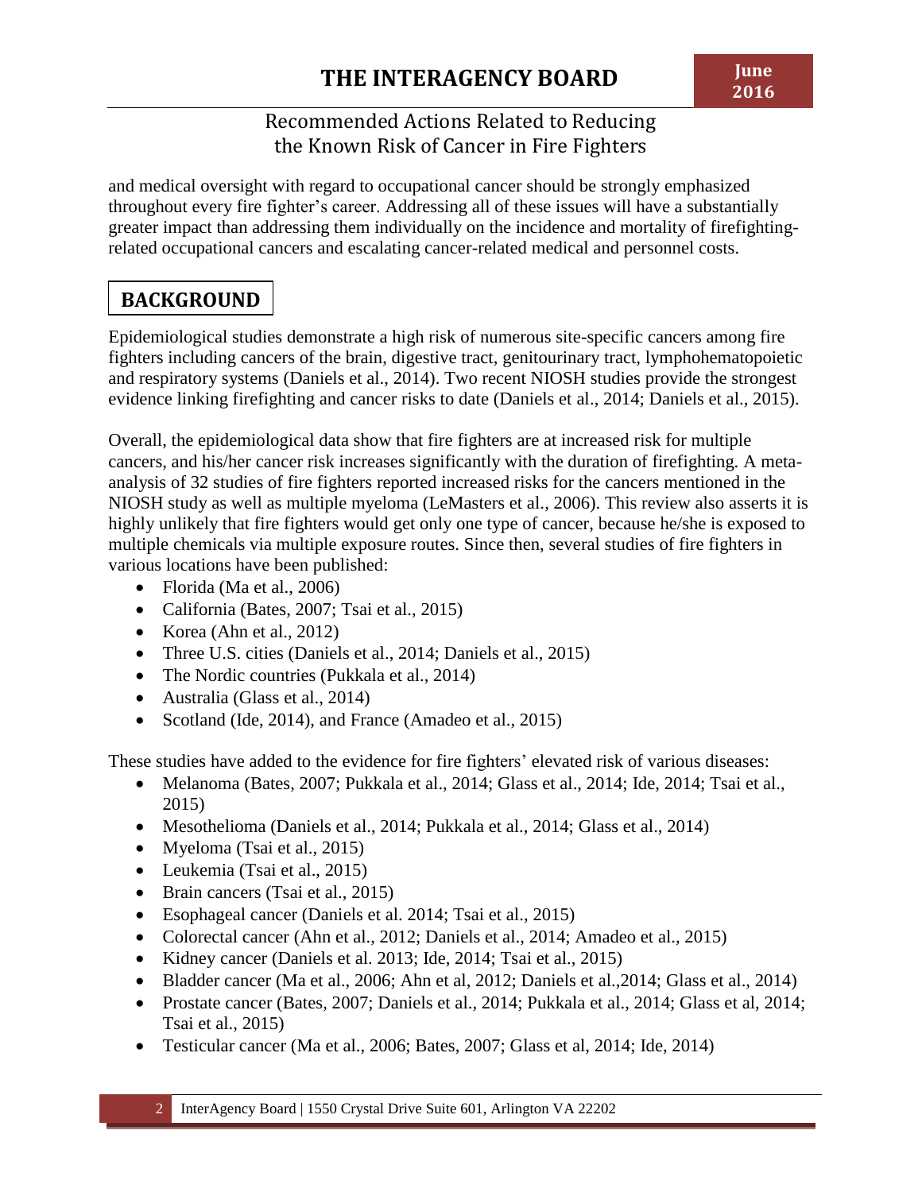and medical oversight with regard to occupational cancer should be strongly emphasized throughout every fire fighter's career. Addressing all of these issues will have a substantially greater impact than addressing them individually on the incidence and mortality of firefighting-related occupational cancers and escalating cancer-related medical and personnel costs.

## BACKGROUND

Epidemiological studies demonstrate a high risk of numerous site-specific cancers among fire fighters including cancers of the brain, digestive tract, genitourinary tract, lymphohematopoietic and respiratory systems (Daniels et al., 2014). Two recent NIOSH studies provide the strongest evidence linking firefighting and cancer risks to date (Daniels et al., 2014; Daniels et al., 2015).

Overall, the epidemiological data show that fire fighters are at increased risk for multiple cancers, and his/her cancer risk increases significantly with the duration of firefighting. A meta-analysis of 32 studies of fire fighters reported increased risks for the cancers mentioned in the NIOSH study as well as multiple myeloma (LeMasters et al., 2006). This review also asserts it is highly unlikely that fire fighters would get only one type of cancer, because he/she is exposed to multiple chemicals via multiple exposure routes. Since then, several studies of fire fighters in various locations have been published:

- Florida (Ma et al., 2006)
- California (Bates, 2007; Tsai et al., 2015)
- Korea (Ahn et al., 2012)
- Three U.S. cities (Daniels et al., 2014; Daniels et al., 2015)
- The Nordic countries (Pukkala et al., 2014)
- Australia (Glass et al., 2014)
- Scotland (Ide, 2014), and France (Amadeo et al., 2015)

These studies have added to the evidence for fire fighters' elevated risk of various diseases:

- Melanoma (Bates, 2007; Pukkala et al., 2014; Glass et al., 2014; Ide, 2014; Tsai et al., 2015)
- Mesothelioma (Daniels et al., 2014; Pukkala et al., 2014; Glass et al., 2014)
- Myeloma (Tsai et al., 2015)
- Leukemia (Tsai et al., 2015)
- Brain cancers (Tsai et al., 2015)
- Esophageal cancer (Daniels et al. 2014; Tsai et al., 2015)
- Colorectal cancer (Ahn et al., 2012; Daniels et al., 2014; Amadeo et al., 2015)
- Kidney cancer (Daniels et al. 2013; Ide, 2014; Tsai et al., 2015)
- Bladder cancer (Ma et al., 2006; Ahn et al, 2012; Daniels et al.,2014; Glass et al., 2014)
- Prostate cancer (Bates, 2007; Daniels et al., 2014; Pukkala et al., 2014; Glass et al, 2014; Tsai et al., 2015)
- Testicular cancer (Ma et al., 2006; Bates, 2007; Glass et al, 2014; Ide, 2014)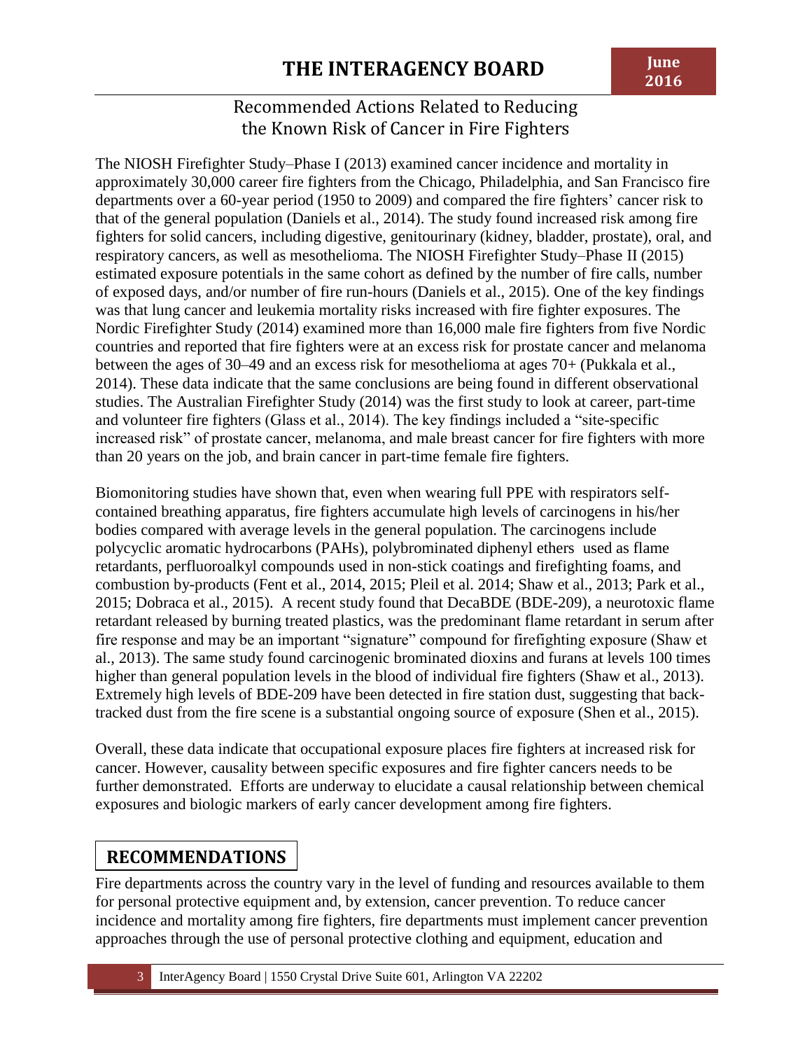## Recommended Actions Related to Reducing the Known Risk of Cancer in Fire Fighters

The NIOSH Firefighter Study–Phase I (2013) examined cancer incidence and mortality in approximately 30,000 career fire fighters from the Chicago, Philadelphia, and San Francisco fire departments over a 60-year period (1950 to 2009) and compared the fire fighters' cancer risk to that of the general population (Daniels et al., 2014). The study found increased risk among fire fighters for solid cancers, including digestive, genitourinary (kidney, bladder, prostate), oral, and respiratory cancers, as well as mesothelioma. The NIOSH Firefighter Study–Phase II (2015) estimated exposure potentials in the same cohort as defined by the number of fire calls, number of exposed days, and/or number of fire run-hours (Daniels et al., 2015). One of the key findings was that lung cancer and leukemia mortality risks increased with fire fighter exposures. The Nordic Firefighter Study (2014) examined more than 16,000 male fire fighters from five Nordic countries and reported that fire fighters were at an excess risk for prostate cancer and melanoma between the ages of 30–49 and an excess risk for mesothelioma at ages 70+ (Pukkala et al., 2014). These data indicate that the same conclusions are being found in different observational studies. The Australian Firefighter Study (2014) was the first study to look at career, part-time and volunteer fire fighters (Glass et al., 2014). The key findings included a "site-specific increased risk" of prostate cancer, melanoma, and male breast cancer for fire fighters with more than 20 years on the job, and brain cancer in part-time female fire fighters.

Biomonitoring studies have shown that, even when wearing full PPE with respirators self-contained breathing apparatus, fire fighters accumulate high levels of carcinogens in his/her bodies compared with average levels in the general population. The carcinogens include polycyclic aromatic hydrocarbons (PAHs), polybrominated diphenyl ethers used as flame retardants, perfluoroalkyl compounds used in non-stick coatings and firefighting foams, and combustion by-products (Fent et al., 2014, 2015; Pleil et al. 2014; Shaw et al., 2013; Park et al., 2015; Dobraca et al., 2015). A recent study found that DecaBDE (BDE-209), a neurotoxic flame retardant released by burning treated plastics, was the predominant flame retardant in serum after fire response and may be an important "signature" compound for firefighting exposure (Shaw et al., 2013). The same study found carcinogenic brominated dioxins and furans at levels 100 times higher than general population levels in the blood of individual fire fighters (Shaw et al., 2013). Extremely high levels of BDE-209 have been detected in fire station dust, suggesting that back-tracked dust from the fire scene is a substantial ongoing source of exposure (Shen et al., 2015).

Overall, these data indicate that occupational exposure places fire fighters at increased risk for cancer. However, causality between specific exposures and fire fighter cancers needs to be further demonstrated. Efforts are underway to elucidate a causal relationship between chemical exposures and biologic markers of early cancer development among fire fighters.

## RECOMMENDATIONS

Fire departments across the country vary in the level of funding and resources available to them for personal protective equipment and, by extension, cancer prevention. To reduce cancer incidence and mortality among fire fighters, fire departments must implement cancer prevention approaches through the use of personal protective clothing and equipment, education and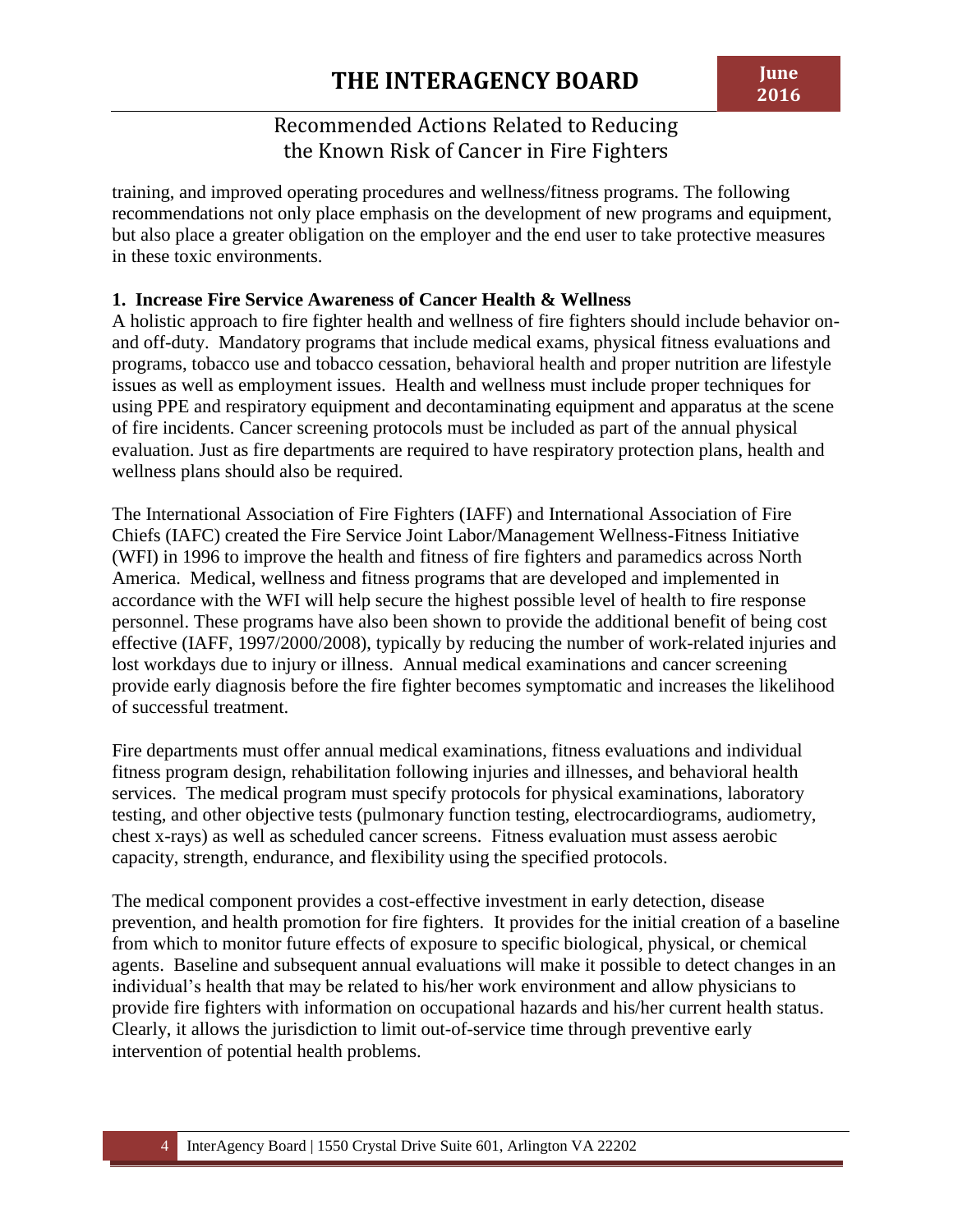training, and improved operating procedures and wellness/fitness programs. The following recommendations not only place emphasis on the development of new programs and equipment, but also place a greater obligation on the employer and the end user to take protective measures in these toxic environments.

**1. Increase Fire Service Awareness of Cancer Health & Wellness**

A holistic approach to fire fighter health and wellness of fire fighters should include behavior on- and off-duty. Mandatory programs that include medical exams, physical fitness evaluations and programs, tobacco use and tobacco cessation, behavioral health and proper nutrition are lifestyle issues as well as employment issues. Health and wellness must include proper techniques for using PPE and respiratory equipment and decontaminating equipment and apparatus at the scene of fire incidents. Cancer screening protocols must be included as part of the annual physical evaluation. Just as fire departments are required to have respiratory protection plans, health and wellness plans should also be required.

The International Association of Fire Fighters (IAFF) and International Association of Fire Chiefs (IAFC) created the Fire Service Joint Labor/Management Wellness-Fitness Initiative (WFI) in 1996 to improve the health and fitness of fire fighters and paramedics across North America. Medical, wellness and fitness programs that are developed and implemented in accordance with the WFI will help secure the highest possible level of health to fire response personnel. These programs have also been shown to provide the additional benefit of being cost effective (IAFF, 1997/2000/2008), typically by reducing the number of work-related injuries and lost workdays due to injury or illness. Annual medical examinations and cancer screening provide early diagnosis before the fire fighter becomes symptomatic and increases the likelihood of successful treatment.

Fire departments must offer annual medical examinations, fitness evaluations and individual fitness program design, rehabilitation following injuries and illnesses, and behavioral health services. The medical program must specify protocols for physical examinations, laboratory testing, and other objective tests (pulmonary function testing, electrocardiograms, audiometry, chest x-rays) as well as scheduled cancer screens. Fitness evaluation must assess aerobic capacity, strength, endurance, and flexibility using the specified protocols.

The medical component provides a cost-effective investment in early detection, disease prevention, and health promotion for fire fighters. It provides for the initial creation of a baseline from which to monitor future effects of exposure to specific biological, physical, or chemical agents. Baseline and subsequent annual evaluations will make it possible to detect changes in an individual's health that may be related to his/her work environment and allow physicians to provide fire fighters with information on occupational hazards and his/her current health status. Clearly, it allows the jurisdiction to limit out-of-service time through preventive early intervention of potential health problems.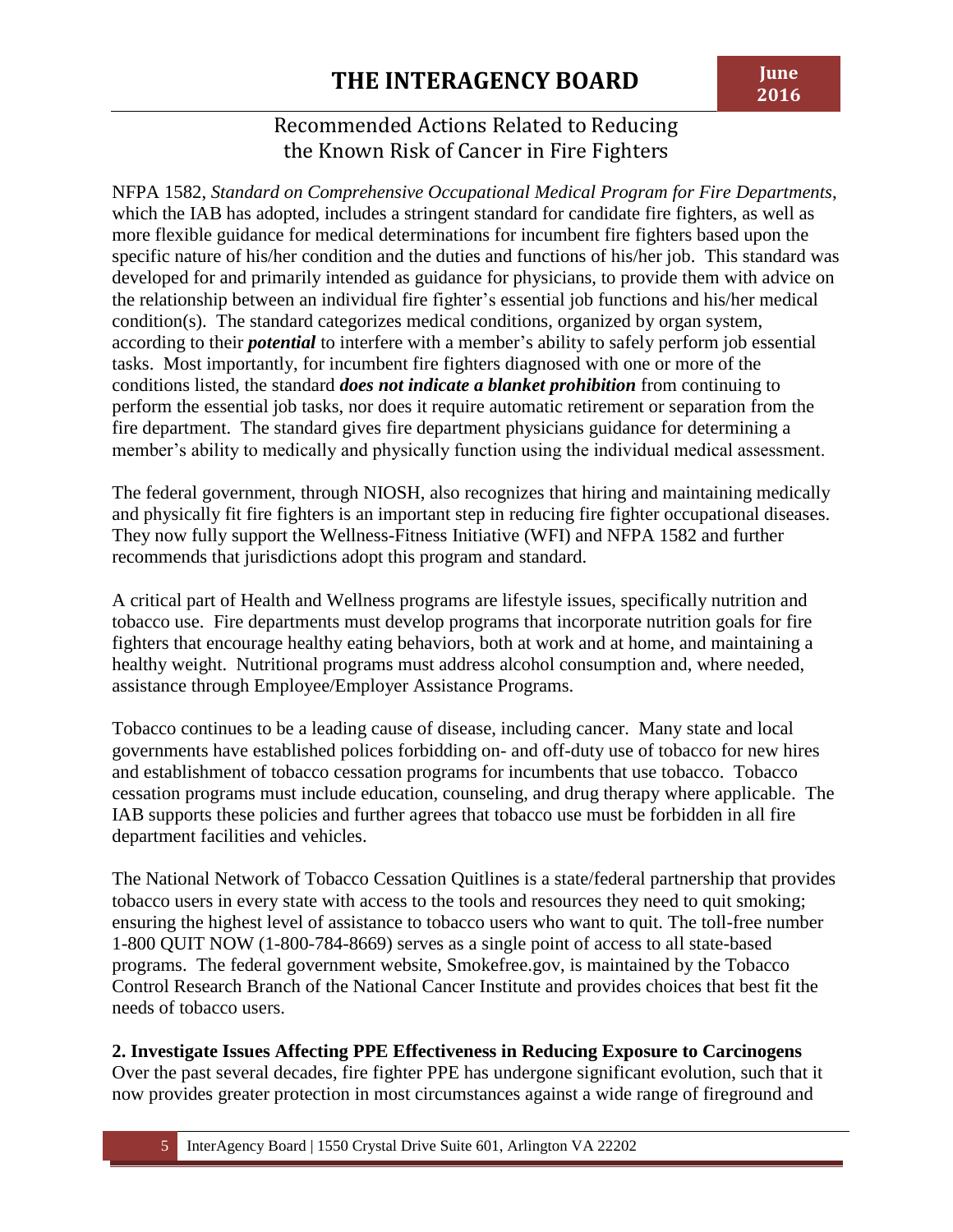NFPA 1582, *Standard on Comprehensive Occupational Medical Program for Fire Departments*, which the IAB has adopted, includes a stringent standard for candidate fire fighters, as well as more flexible guidance for medical determinations for incumbent fire fighters based upon the specific nature of his/her condition and the duties and functions of his/her job. This standard was developed for and primarily intended as guidance for physicians, to provide them with advice on the relationship between an individual fire fighter's essential job functions and his/her medical condition(s). The standard categorizes medical conditions, organized by organ system, according to their ***potential*** to interfere with a member's ability to safely perform job essential tasks. Most importantly, for incumbent fire fighters diagnosed with one or more of the conditions listed, the standard ***does not indicate a blanket prohibition*** from continuing to perform the essential job tasks, nor does it require automatic retirement or separation from the fire department. The standard gives fire department physicians guidance for determining a member's ability to medically and physically function using the individual medical assessment.

The federal government, through NIOSH, also recognizes that hiring and maintaining medically and physically fit fire fighters is an important step in reducing fire fighter occupational diseases. They now fully support the Wellness-Fitness Initiative (WFI) and NFPA 1582 and further recommends that jurisdictions adopt this program and standard.

A critical part of Health and Wellness programs are lifestyle issues, specifically nutrition and tobacco use. Fire departments must develop programs that incorporate nutrition goals for fire fighters that encourage healthy eating behaviors, both at work and at home, and maintaining a healthy weight. Nutritional programs must address alcohol consumption and, where needed, assistance through Employee/Employer Assistance Programs.

Tobacco continues to be a leading cause of disease, including cancer. Many state and local governments have established polices forbidding on- and off-duty use of tobacco for new hires and establishment of tobacco cessation programs for incumbents that use tobacco. Tobacco cessation programs must include education, counseling, and drug therapy where applicable. The IAB supports these policies and further agrees that tobacco use must be forbidden in all fire department facilities and vehicles.

The National Network of Tobacco Cessation Quitlines is a state/federal partnership that provides tobacco users in every state with access to the tools and resources they need to quit smoking; ensuring the highest level of assistance to tobacco users who want to quit. The toll-free number 1-800 QUIT NOW (1-800-784-8669) serves as a single point of access to all state-based programs. The federal government website, Smokefree.gov, is maintained by the Tobacco Control Research Branch of the National Cancer Institute and provides choices that best fit the needs of tobacco users.

**2. Investigate Issues Affecting PPE Effectiveness in Reducing Exposure to Carcinogens**

Over the past several decades, fire fighter PPE has undergone significant evolution, such that it now provides greater protection in most circumstances against a wide range of fireground and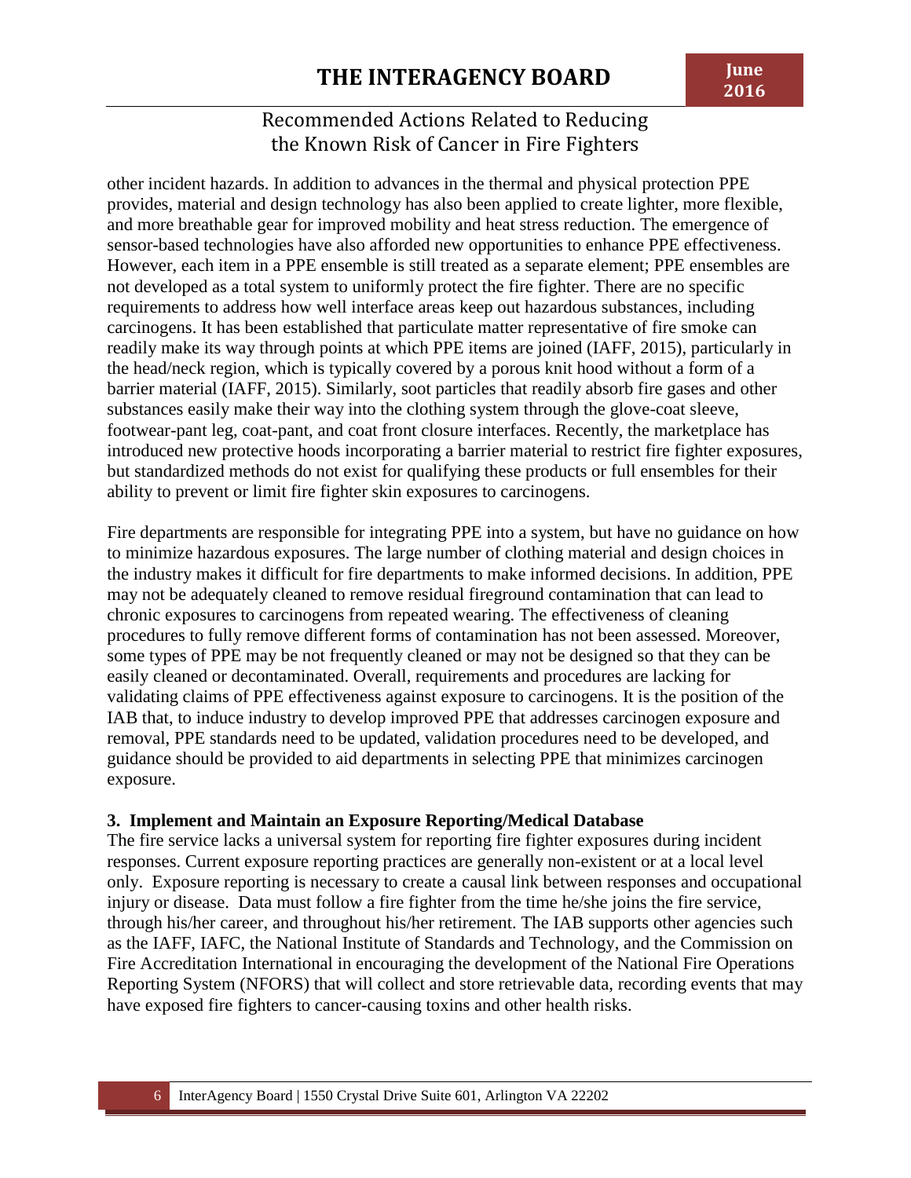other incident hazards. In addition to advances in the thermal and physical protection PPE provides, material and design technology has also been applied to create lighter, more flexible, and more breathable gear for improved mobility and heat stress reduction. The emergence of sensor-based technologies have also afforded new opportunities to enhance PPE effectiveness. However, each item in a PPE ensemble is still treated as a separate element; PPE ensembles are not developed as a total system to uniformly protect the fire fighter. There are no specific requirements to address how well interface areas keep out hazardous substances, including carcinogens. It has been established that particulate matter representative of fire smoke can readily make its way through points at which PPE items are joined (IAFF, 2015), particularly in the head/neck region, which is typically covered by a porous knit hood without a form of a barrier material (IAFF, 2015). Similarly, soot particles that readily absorb fire gases and other substances easily make their way into the clothing system through the glove-coat sleeve, footwear-pant leg, coat-pant, and coat front closure interfaces. Recently, the marketplace has introduced new protective hoods incorporating a barrier material to restrict fire fighter exposures, but standardized methods do not exist for qualifying these products or full ensembles for their ability to prevent or limit fire fighter skin exposures to carcinogens.

Fire departments are responsible for integrating PPE into a system, but have no guidance on how to minimize hazardous exposures. The large number of clothing material and design choices in the industry makes it difficult for fire departments to make informed decisions. In addition, PPE may not be adequately cleaned to remove residual fireground contamination that can lead to chronic exposures to carcinogens from repeated wearing. The effectiveness of cleaning procedures to fully remove different forms of contamination has not been assessed. Moreover, some types of PPE may be not frequently cleaned or may not be designed so that they can be easily cleaned or decontaminated. Overall, requirements and procedures are lacking for validating claims of PPE effectiveness against exposure to carcinogens. It is the position of the IAB that, to induce industry to develop improved PPE that addresses carcinogen exposure and removal, PPE standards need to be updated, validation procedures need to be developed, and guidance should be provided to aid departments in selecting PPE that minimizes carcinogen exposure.

**3. Implement and Maintain an Exposure Reporting/Medical Database**

The fire service lacks a universal system for reporting fire fighter exposures during incident responses. Current exposure reporting practices are generally non-existent or at a local level only. Exposure reporting is necessary to create a causal link between responses and occupational injury or disease. Data must follow a fire fighter from the time he/she joins the fire service, through his/her career, and throughout his/her retirement. The IAB supports other agencies such as the IAFF, IAFC, the National Institute of Standards and Technology, and the Commission on Fire Accreditation International in encouraging the development of the National Fire Operations Reporting System (NFORS) that will collect and store retrievable data, recording events that may have exposed fire fighters to cancer-causing toxins and other health risks.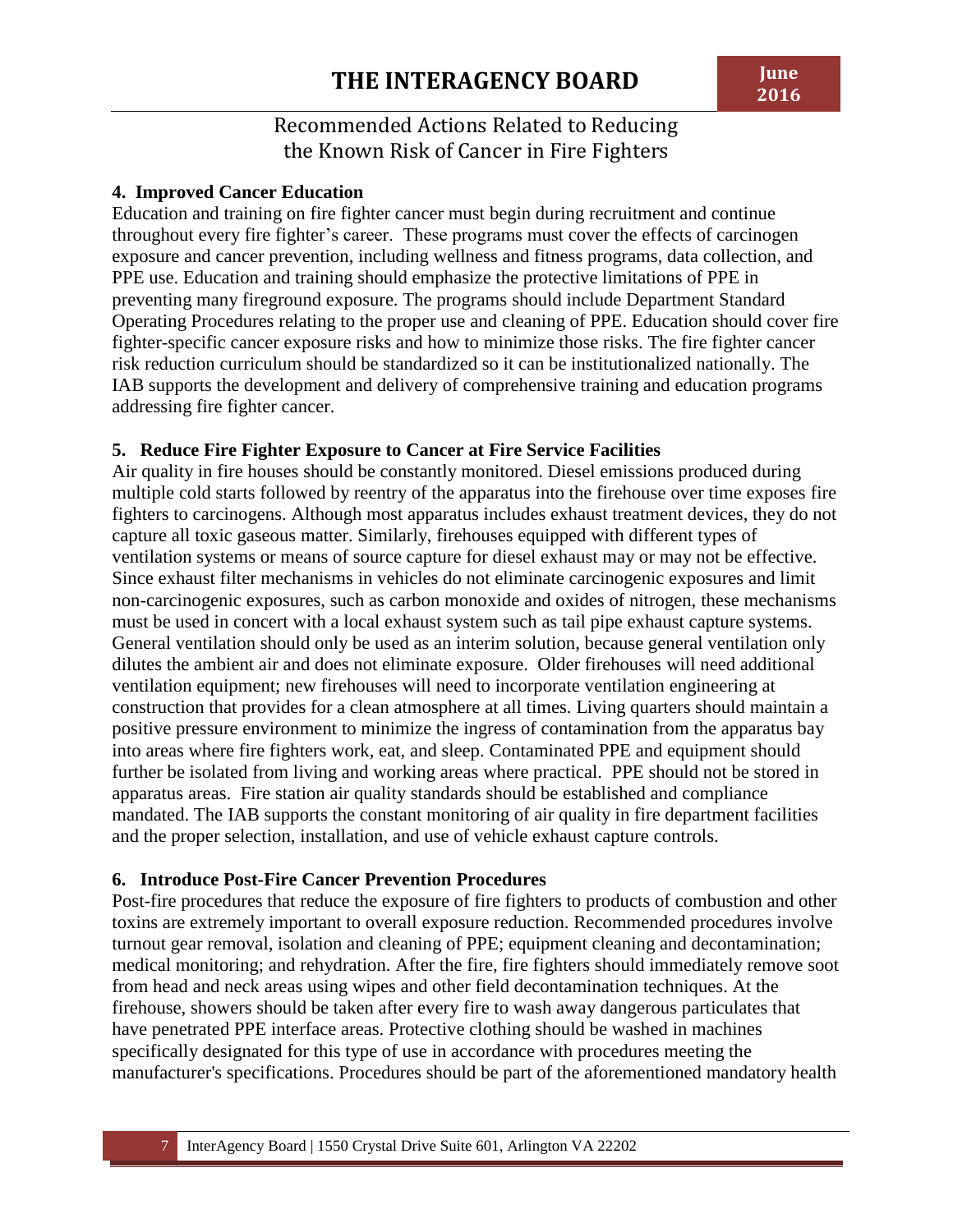#### 4. Improved Cancer Education

Education and training on fire fighter cancer must begin during recruitment and continue throughout every fire fighter's career. These programs must cover the effects of carcinogen exposure and cancer prevention, including wellness and fitness programs, data collection, and PPE use. Education and training should emphasize the protective limitations of PPE in preventing many fireground exposure. The programs should include Department Standard Operating Procedures relating to the proper use and cleaning of PPE. Education should cover fire fighter-specific cancer exposure risks and how to minimize those risks. The fire fighter cancer risk reduction curriculum should be standardized so it can be institutionalized nationally. The IAB supports the development and delivery of comprehensive training and education programs addressing fire fighter cancer.

#### 5. Reduce Fire Fighter Exposure to Cancer at Fire Service Facilities

Air quality in fire houses should be constantly monitored. Diesel emissions produced during multiple cold starts followed by reentry of the apparatus into the firehouse over time exposes fire fighters to carcinogens. Although most apparatus includes exhaust treatment devices, they do not capture all toxic gaseous matter. Similarly, firehouses equipped with different types of ventilation systems or means of source capture for diesel exhaust may or may not be effective. Since exhaust filter mechanisms in vehicles do not eliminate carcinogenic exposures and limit non-carcinogenic exposures, such as carbon monoxide and oxides of nitrogen, these mechanisms must be used in concert with a local exhaust system such as tail pipe exhaust capture systems. General ventilation should only be used as an interim solution, because general ventilation only dilutes the ambient air and does not eliminate exposure. Older firehouses will need additional ventilation equipment; new firehouses will need to incorporate ventilation engineering at construction that provides for a clean atmosphere at all times. Living quarters should maintain a positive pressure environment to minimize the ingress of contamination from the apparatus bay into areas where fire fighters work, eat, and sleep. Contaminated PPE and equipment should further be isolated from living and working areas where practical. PPE should not be stored in apparatus areas. Fire station air quality standards should be established and compliance mandated. The IAB supports the constant monitoring of air quality in fire department facilities and the proper selection, installation, and use of vehicle exhaust capture controls.

#### 6. Introduce Post-Fire Cancer Prevention Procedures

Post-fire procedures that reduce the exposure of fire fighters to products of combustion and other toxins are extremely important to overall exposure reduction. Recommended procedures involve turnout gear removal, isolation and cleaning of PPE; equipment cleaning and decontamination; medical monitoring; and rehydration. After the fire, fire fighters should immediately remove soot from head and neck areas using wipes and other field decontamination techniques. At the firehouse, showers should be taken after every fire to wash away dangerous particulates that have penetrated PPE interface areas. Protective clothing should be washed in machines specifically designated for this type of use in accordance with procedures meeting the manufacturer's specifications. Procedures should be part of the aforementioned mandatory health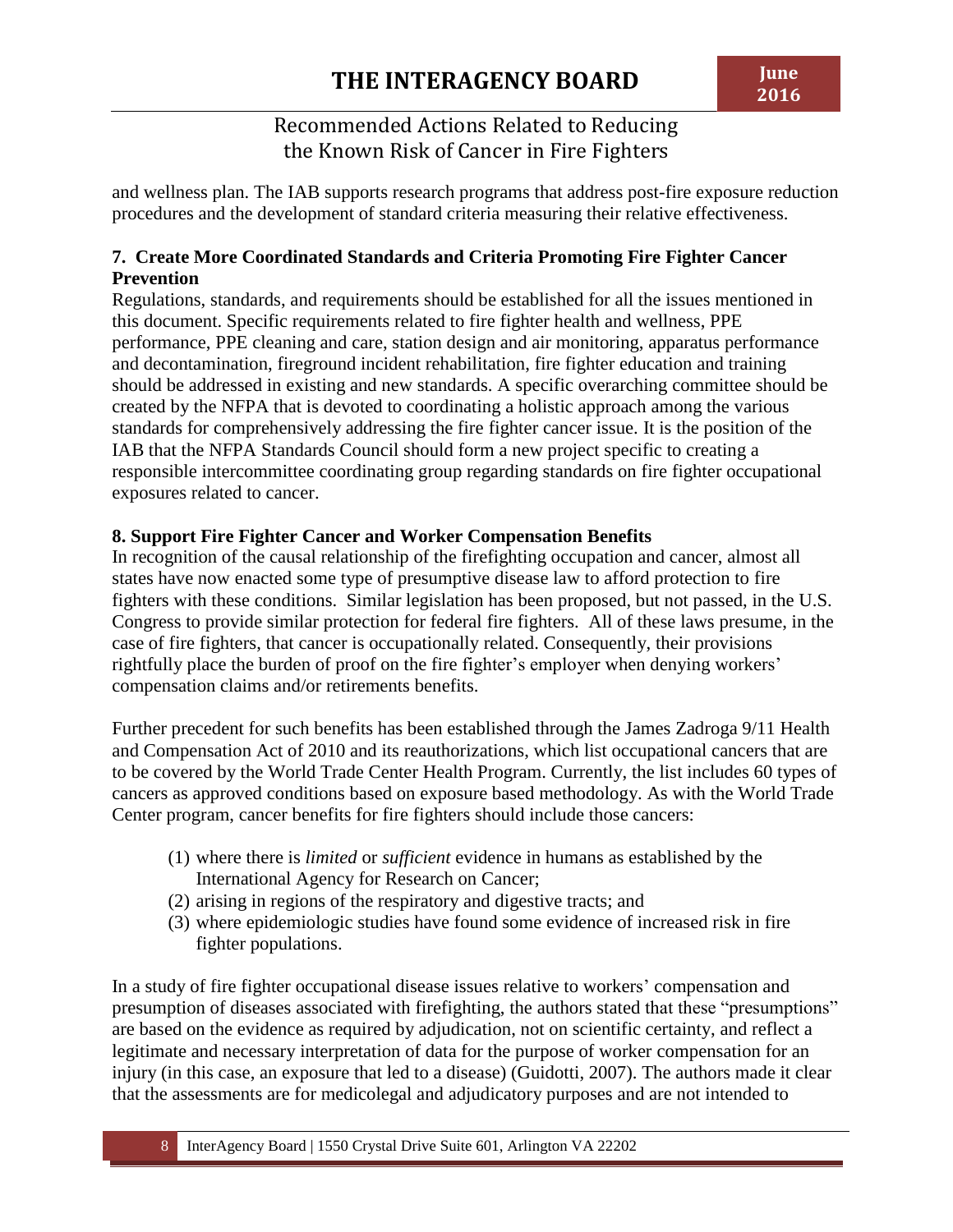and wellness plan. The IAB supports research programs that address post-fire exposure reduction procedures and the development of standard criteria measuring their relative effectiveness.

**7. Create More Coordinated Standards and Criteria Promoting Fire Fighter Cancer Prevention**

Regulations, standards, and requirements should be established for all the issues mentioned in this document. Specific requirements related to fire fighter health and wellness, PPE performance, PPE cleaning and care, station design and air monitoring, apparatus performance and decontamination, fireground incident rehabilitation, fire fighter education and training should be addressed in existing and new standards. A specific overarching committee should be created by the NFPA that is devoted to coordinating a holistic approach among the various standards for comprehensively addressing the fire fighter cancer issue. It is the position of the IAB that the NFPA Standards Council should form a new project specific to creating a responsible intercommittee coordinating group regarding standards on fire fighter occupational exposures related to cancer.

**8. Support Fire Fighter Cancer and Worker Compensation Benefits**

In recognition of the causal relationship of the firefighting occupation and cancer, almost all states have now enacted some type of presumptive disease law to afford protection to fire fighters with these conditions. Similar legislation has been proposed, but not passed, in the U.S. Congress to provide similar protection for federal fire fighters. All of these laws presume, in the case of fire fighters, that cancer is occupationally related. Consequently, their provisions rightfully place the burden of proof on the fire fighter's employer when denying workers' compensation claims and/or retirements benefits.

Further precedent for such benefits has been established through the James Zadroga 9/11 Health and Compensation Act of 2010 and its reauthorizations, which list occupational cancers that are to be covered by the World Trade Center Health Program. Currently, the list includes 60 types of cancers as approved conditions based on exposure based methodology. As with the World Trade Center program, cancer benefits for fire fighters should include those cancers:

(1) where there is *limited* or *sufficient* evidence in humans as established by the International Agency for Research on Cancer;
(2) arising in regions of the respiratory and digestive tracts; and
(3) where epidemiologic studies have found some evidence of increased risk in fire fighter populations.

In a study of fire fighter occupational disease issues relative to workers' compensation and presumption of diseases associated with firefighting, the authors stated that these "presumptions" are based on the evidence as required by adjudication, not on scientific certainty, and reflect a legitimate and necessary interpretation of data for the purpose of worker compensation for an injury (in this case, an exposure that led to a disease) (Guidotti, 2007). The authors made it clear that the assessments are for medicolegal and adjudicatory purposes and are not intended to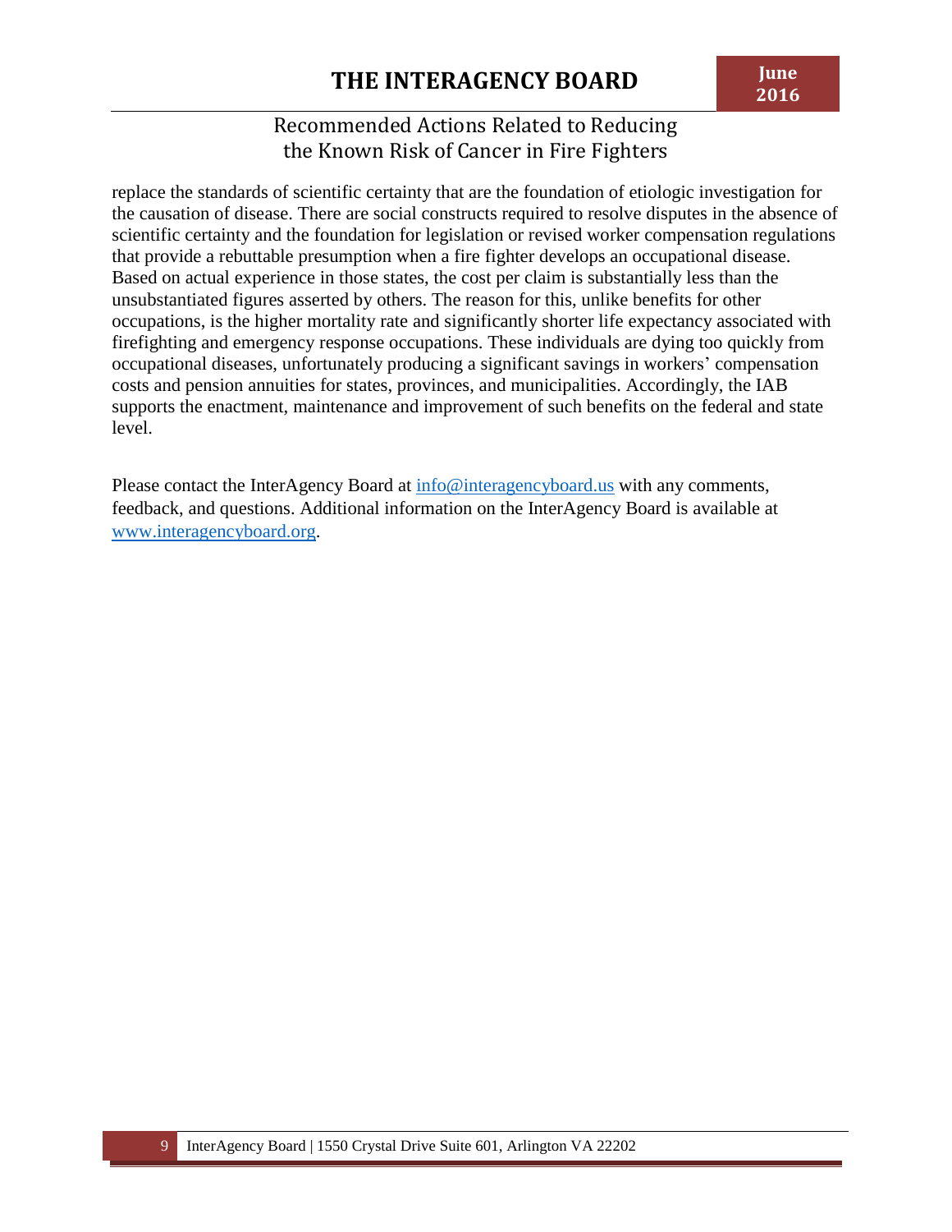replace the standards of scientific certainty that are the foundation of etiologic investigation for the causation of disease. There are social constructs required to resolve disputes in the absence of scientific certainty and the foundation for legislation or revised worker compensation regulations that provide a rebuttable presumption when a fire fighter develops an occupational disease. Based on actual experience in those states, the cost per claim is substantially less than the unsubstantiated figures asserted by others. The reason for this, unlike benefits for other occupations, is the higher mortality rate and significantly shorter life expectancy associated with firefighting and emergency response occupations. These individuals are dying too quickly from occupational diseases, unfortunately producing a significant savings in workers' compensation costs and pension annuities for states, provinces, and municipalities. Accordingly, the IAB supports the enactment, maintenance and improvement of such benefits on the federal and state level.

Please contact the InterAgency Board at [info@interagencyboard.us](mailto:info@interagencyboard.us) with any comments, feedback, and questions. Additional information on the InterAgency Board is available at [www.interagencyboard.org](http://www.interagencyboard.org).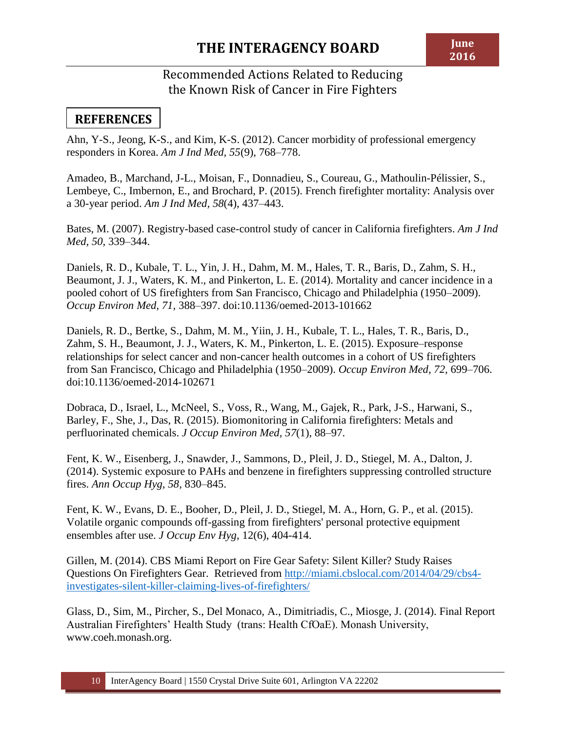## REFERENCES

Ahn, Y-S., Jeong, K-S., and Kim, K-S. (2012). Cancer morbidity of professional emergency responders in Korea. *Am J Ind Med, 55*(9), 768–778.

Amadeo, B., Marchand, J-L., Moisan, F., Donnadieu, S., Coureau, G., Mathoulin-Pélissier, S., Lembeye, C., Imbernon, E., and Brochard, P. (2015). French firefighter mortality: Analysis over a 30-year period. *Am J Ind Med*, *58*(4), 437–443.

Bates, M. (2007). Registry-based case-control study of cancer in California firefighters. *Am J Ind Med, 50,* 339–344.

Daniels, R. D., Kubale, T. L., Yin, J. H., Dahm, M. M., Hales, T. R., Baris, D., Zahm, S. H., Beaumont, J. J., Waters, K. M., and Pinkerton, L. E. (2014). Mortality and cancer incidence in a pooled cohort of US firefighters from San Francisco, Chicago and Philadelphia (1950–2009). *Occup Environ Med, 71,* 388–397. doi:10.1136/oemed-2013-101662

Daniels, R. D., Bertke, S., Dahm, M. M., Yiin, J. H., Kubale, T. L., Hales, T. R., Baris, D., Zahm, S. H., Beaumont, J. J., Waters, K. M., Pinkerton, L. E. (2015). Exposure–response relationships for select cancer and non-cancer health outcomes in a cohort of US firefighters from San Francisco, Chicago and Philadelphia (1950–2009). *Occup Environ Med, 72,* 699–706. doi:10.1136/oemed-2014-102671

Dobraca, D., Israel, L., McNeel, S., Voss, R., Wang, M., Gajek, R., Park, J-S., Harwani, S., Barley, F., She, J., Das, R. (2015). Biomonitoring in California firefighters: Metals and perfluorinated chemicals. *J Occup Environ Med, 57*(1), 88–97.

Fent, K. W., Eisenberg, J., Snawder, J., Sammons, D., Pleil, J. D., Stiegel, M. A., Dalton, J. (2014). Systemic exposure to PAHs and benzene in firefighters suppressing controlled structure fires. *Ann Occup Hyg, 58,* 830–845.

Fent, K. W., Evans, D. E., Booher, D., Pleil, J. D., Stiegel, M. A., Horn, G. P., et al. (2015). Volatile organic compounds off-gassing from firefighters' personal protective equipment ensembles after use. *J Occup Env Hyg,* 12(6), 404-414.

Gillen, M. (2014). CBS Miami Report on Fire Gear Safety: Silent Killer? Study Raises Questions On Firefighters Gear. Retrieved from [http://miami.cbslocal.com/2014/04/29/cbs4-investigates-silent-killer-claiming-lives-of-firefighters/](http://miami.cbslocal.com/2014/04/29/cbs4-investigates-silent-killer-claiming-lives-of-firefighters/)

Glass, D., Sim, M., Pircher, S., Del Monaco, A., Dimitriadis, C., Miosge, J. (2014). Final Report Australian Firefighters' Health Study (trans: Health CfOaE). Monash University, www.coeh.monash.org.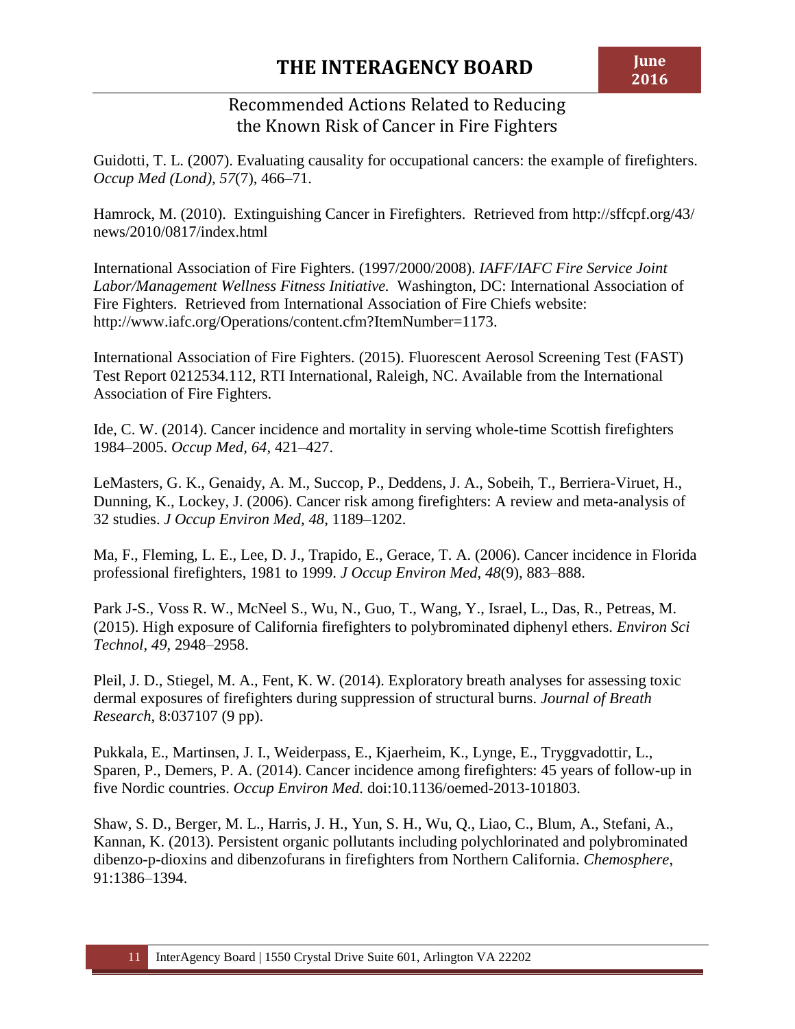Guidotti, T. L. (2007). Evaluating causality for occupational cancers: the example of firefighters. *Occup Med (Lond), 57*(7), 466–71.

Hamrock, M. (2010). Extinguishing Cancer in Firefighters. Retrieved from http://sffcpf.org/43/news/2010/0817/index.html

International Association of Fire Fighters. (1997/2000/2008). *IAFF/IAFC Fire Service Joint Labor/Management Wellness Fitness Initiative.* Washington, DC: International Association of Fire Fighters. Retrieved from International Association of Fire Chiefs website: http://www.iafc.org/Operations/content.cfm?ItemNumber=1173.

International Association of Fire Fighters. (2015). Fluorescent Aerosol Screening Test (FAST) Test Report 0212534.112, RTI International, Raleigh, NC. Available from the International Association of Fire Fighters.

Ide, C. W. (2014). Cancer incidence and mortality in serving whole-time Scottish firefighters 1984–2005. *Occup Med, 64*, 421–427.

LeMasters, G. K., Genaidy, A. M., Succop, P., Deddens, J. A., Sobeih, T., Berriera-Viruet, H., Dunning, K., Lockey, J. (2006). Cancer risk among firefighters: A review and meta-analysis of 32 studies. *J Occup Environ Med, 48,* 1189–1202.

Ma, F., Fleming, L. E., Lee, D. J., Trapido, E., Gerace, T. A. (2006). Cancer incidence in Florida professional firefighters, 1981 to 1999. *J Occup Environ Med, 48*(9), 883–888.

Park J-S., Voss R. W., McNeel S., Wu, N., Guo, T., Wang, Y., Israel, L., Das, R., Petreas, M. (2015). High exposure of California firefighters to polybrominated diphenyl ethers. *Environ Sci Technol, 49*, 2948–2958.

Pleil, J. D., Stiegel, M. A., Fent, K. W. (2014). Exploratory breath analyses for assessing toxic dermal exposures of firefighters during suppression of structural burns. *Journal of Breath Research*, 8:037107 (9 pp).

Pukkala, E., Martinsen, J. I., Weiderpass, E., Kjaerheim, K., Lynge, E., Tryggvadottir, L., Sparen, P., Demers, P. A. (2014). Cancer incidence among firefighters: 45 years of follow-up in five Nordic countries. *Occup Environ Med.* doi:10.1136/oemed-2013-101803.

Shaw, S. D., Berger, M. L., Harris, J. H., Yun, S. H., Wu, Q., Liao, C., Blum, A., Stefani, A., Kannan, K. (2013). Persistent organic pollutants including polychlorinated and polybrominated dibenzo-p-dioxins and dibenzofurans in firefighters from Northern California. *Chemosphere*, 91:1386–1394.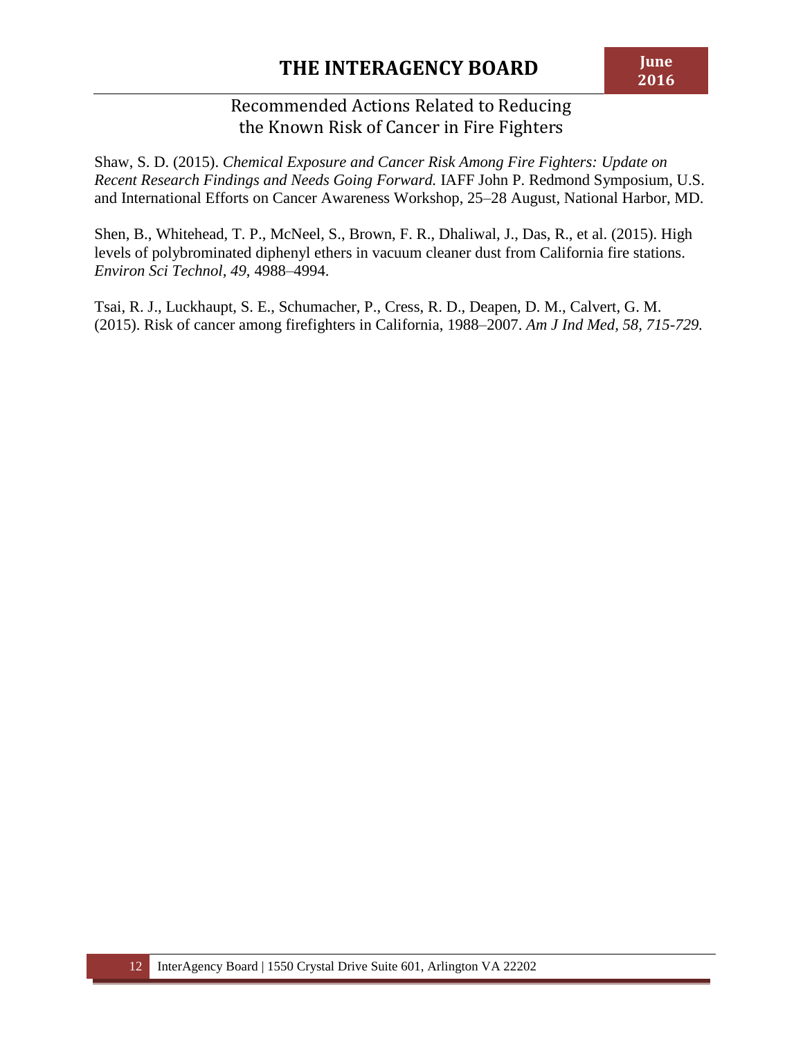Shaw, S. D. (2015). *Chemical Exposure and Cancer Risk Among Fire Fighters: Update on Recent Research Findings and Needs Going Forward.* IAFF John P. Redmond Symposium, U.S. and International Efforts on Cancer Awareness Workshop, 25–28 August, National Harbor, MD.

Shen, B., Whitehead, T. P., McNeel, S., Brown, F. R., Dhaliwal, J., Das, R., et al. (2015). High levels of polybrominated diphenyl ethers in vacuum cleaner dust from California fire stations. *Environ Sci Technol, 49*, 4988–4994.

Tsai, R. J., Luckhaupt, S. E., Schumacher, P., Cress, R. D., Deapen, D. M., Calvert, G. M. (2015). Risk of cancer among firefighters in California, 1988–2007. *Am J Ind Med, 58, 715-729.*